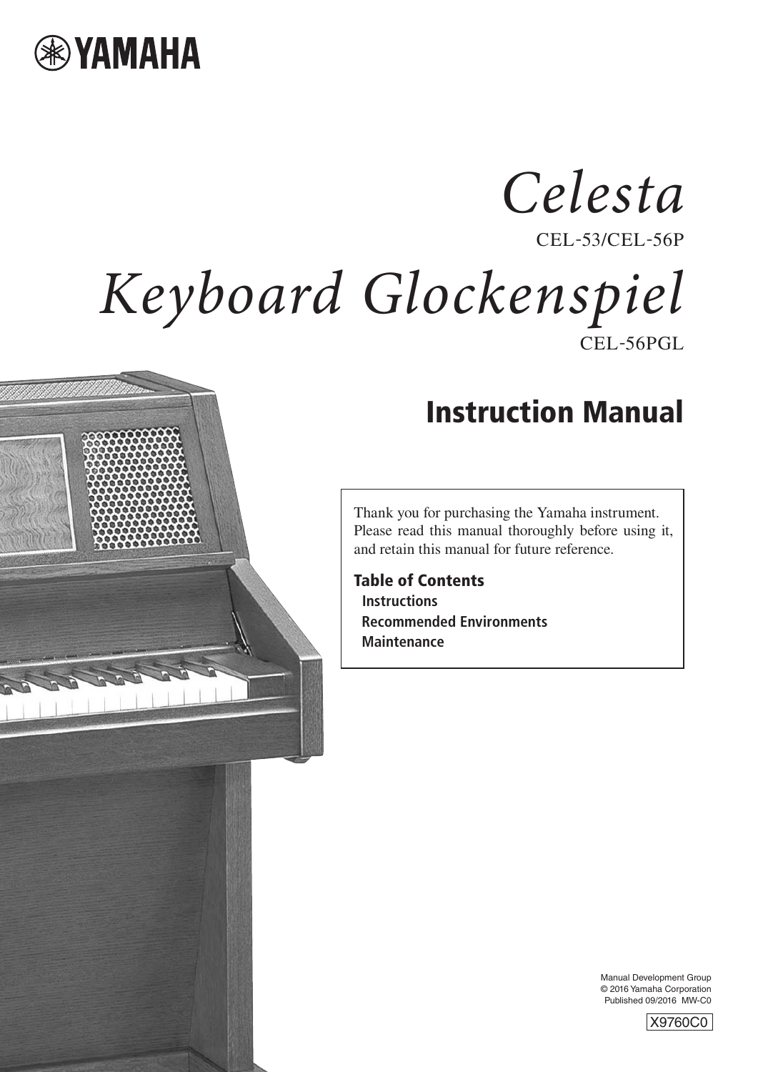YAMAHA

# *Celesta*

CEL-53/CEL-56P

# *Keyboard Glockenspiel*

CEL-56PGL

## Instruction Manual

Thank you for purchasing the Yamaha instrument. Please read this manual thoroughly before using it, and retain this manual for future reference.

**Table of Contents**

- **Instructions**
- **Recommended Environments**
- **Maintenance**

Manual Development Group
© 2016 Yamaha Corporation
Published 09/2016 MW-C0

X9760C0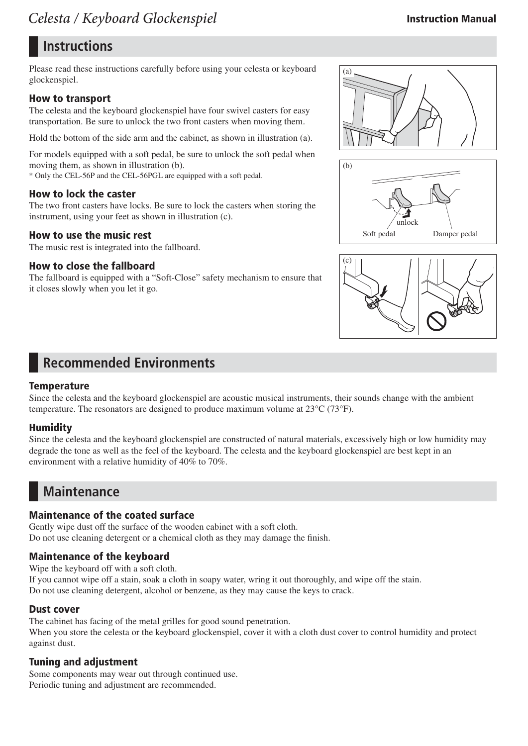## Instructions

Please read these instructions carefully before using your celesta or keyboard glockenspiel.

### How to transport

The celesta and the keyboard glockenspiel have four swivel casters for easy transportation. Be sure to unlock the two front casters when moving them.

Hold the bottom of the side arm and the cabinet, as shown in illustration (a).

For models equipped with a soft pedal, be sure to unlock the soft pedal when moving them, as shown in illustration (b).

* Only the CEL-56P and the CEL-56PGL are equipped with a soft pedal.

### How to lock the caster

The two front casters have locks. Be sure to lock the casters when storing the instrument, using your feet as shown in illustration (c).

### How to use the music rest

The music rest is integrated into the fallboard.

### How to close the fallboard

The fallboard is equipped with a "Soft-Close" safety mechanism to ensure that it closes slowly when you let it go.

(a)

(b)

unlock

Soft pedal

Damper pedal

(c)

## Recommended Environments

### Temperature

Since the celesta and the keyboard glockenspiel are acoustic musical instruments, their sounds change with the ambient temperature. The resonators are designed to produce maximum volume at 23°C (73°F).

### Humidity

Since the celesta and the keyboard glockenspiel are constructed of natural materials, excessively high or low humidity may degrade the tone as well as the feel of the keyboard. The celesta and the keyboard glockenspiel are best kept in an environment with a relative humidity of 40% to 70%.

## Maintenance

### Maintenance of the coated surface

Gently wipe dust off the surface of the wooden cabinet with a soft cloth.
Do not use cleaning detergent or a chemical cloth as they may damage the finish.

### Maintenance of the keyboard

Wipe the keyboard off with a soft cloth.
If you cannot wipe off a stain, soak a cloth in soapy water, wring it out thoroughly, and wipe off the stain.
Do not use cleaning detergent, alcohol or benzene, as they may cause the keys to crack.

### Dust cover

The cabinet has facing of the metal grilles for good sound penetration.
When you store the celesta or the keyboard glockenspiel, cover it with a cloth dust cover to control humidity and protect against dust.

### Tuning and adjustment

Some components may wear out through continued use.
Periodic tuning and adjustment are recommended.